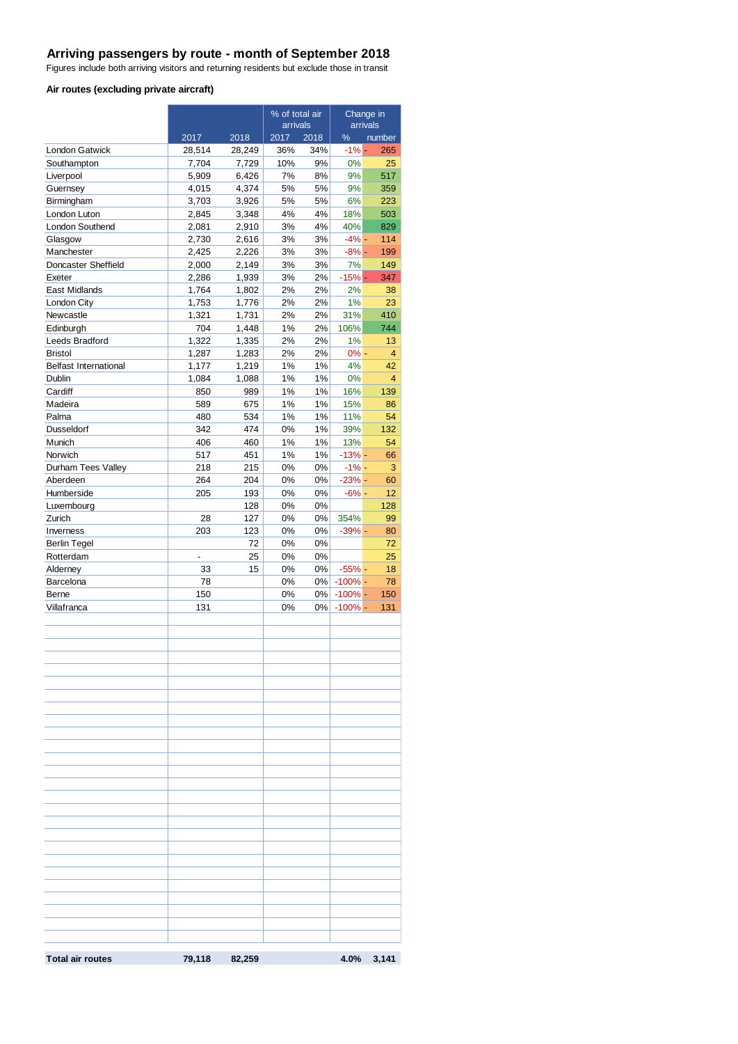## Arriving passengers by route - month of September 2018

Figures include both arriving visitors and returning residents but exclude those in transit

### Air routes (excluding private aircraft)

| | | | % of total air arrivals | | Change in arrivals | |
|---|---|---|---|---|---|---|
| | 2017 | 2018 | 2017 | 2018 | % | number |
| London Gatwick | 28,514 | 28,249 | 36% | 34% | -1% | - 265 |
| Southampton | 7,704 | 7,729 | 10% | 9% | 0% | 25 |
| Liverpool | 5,909 | 6,426 | 7% | 8% | 9% | 517 |
| Guernsey | 4,015 | 4,374 | 5% | 5% | 9% | 359 |
| Birmingham | 3,703 | 3,926 | 5% | 5% | 6% | 223 |
| London Luton | 2,845 | 3,348 | 4% | 4% | 18% | 503 |
| London Southend | 2,081 | 2,910 | 3% | 4% | 40% | 829 |
| Glasgow | 2,730 | 2,616 | 3% | 3% | -4% | - 114 |
| Manchester | 2,425 | 2,226 | 3% | 3% | -8% | - 199 |
| Doncaster Sheffield | 2,000 | 2,149 | 3% | 3% | 7% | 149 |
| Exeter | 2,286 | 1,939 | 3% | 2% | -15% | - 347 |
| East Midlands | 1,764 | 1,802 | 2% | 2% | 2% | 38 |
| London City | 1,753 | 1,776 | 2% | 2% | 1% | 23 |
| Newcastle | 1,321 | 1,731 | 2% | 2% | 31% | 410 |
| Edinburgh | 704 | 1,448 | 1% | 2% | 106% | 744 |
| Leeds Bradford | 1,322 | 1,335 | 2% | 2% | 1% | 13 |
| Bristol | 1,287 | 1,283 | 2% | 2% | 0% | - 4 |
| Belfast International | 1,177 | 1,219 | 1% | 1% | 4% | 42 |
| Dublin | 1,084 | 1,088 | 1% | 1% | 0% | 4 |
| Cardiff | 850 | 989 | 1% | 1% | 16% | 139 |
| Madeira | 589 | 675 | 1% | 1% | 15% | 86 |
| Palma | 480 | 534 | 1% | 1% | 11% | 54 |
| Dusseldorf | 342 | 474 | 0% | 1% | 39% | 132 |
| Munich | 406 | 460 | 1% | 1% | 13% | 54 |
| Norwich | 517 | 451 | 1% | 1% | -13% | - 66 |
| Durham Tees Valley | 218 | 215 | 0% | 0% | -1% | - 3 |
| Aberdeen | 264 | 204 | 0% | 0% | -23% | - 60 |
| Humberside | 205 | 193 | 0% | 0% | -6% | - 12 |
| Luxembourg | | 128 | 0% | 0% | | 128 |
| Zurich | 28 | 127 | 0% | 0% | 354% | 99 |
| Inverness | 203 | 123 | 0% | 0% | -39% | - 80 |
| Berlin Tegel | | 72 | 0% | 0% | | 72 |
| Rotterdam | - | 25 | 0% | 0% | | 25 |
| Alderney | 33 | 15 | 0% | 0% | -55% | - 18 |
| Barcelona | 78 | | 0% | 0% | -100% | - 78 |
| Berne | 150 | | 0% | 0% | -100% | - 150 |
| Villafranca | 131 | | 0% | 0% | -100% | - 131 |
| **Total air routes** | **79,118** | **82,259** | | | **4.0%** | **3,141** |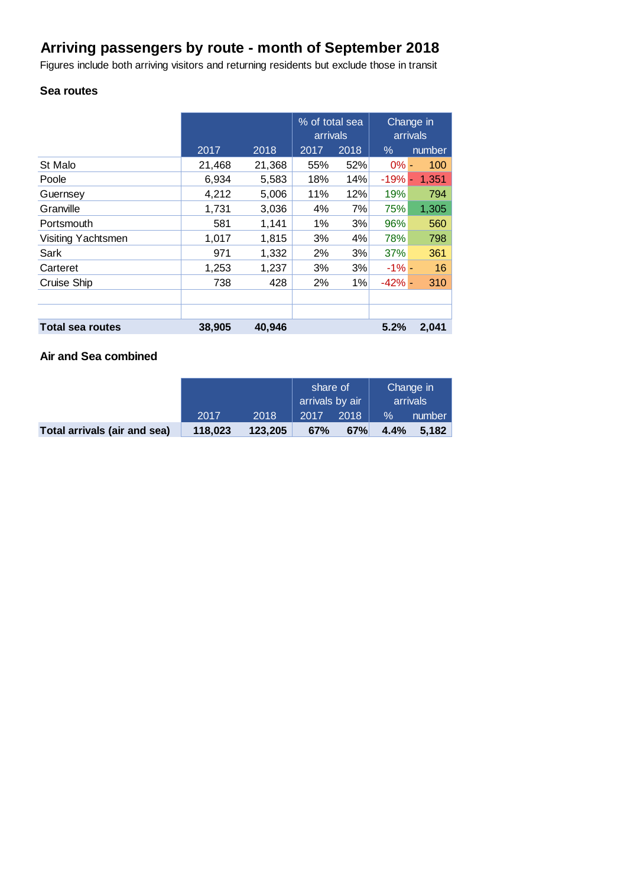# Arriving passengers by route - month of September 2018

Figures include both arriving visitors and returning residents but exclude those in transit

### Sea routes

| | | | % of total sea arrivals | | Change in arrivals | |
|---|---|---|---|---|---|---|
| | 2017 | 2018 | 2017 | 2018 | % | number |
| St Malo | 21,468 | 21,368 | 55% | 52% | 0% | -100 |
| Poole | 6,934 | 5,583 | 18% | 14% | -19% | -1,351 |
| Guernsey | 4,212 | 5,006 | 11% | 12% | 19% | 794 |
| Granville | 1,731 | 3,036 | 4% | 7% | 75% | 1,305 |
| Portsmouth | 581 | 1,141 | 1% | 3% | 96% | 560 |
| Visiting Yachtsmen | 1,017 | 1,815 | 3% | 4% | 78% | 798 |
| Sark | 971 | 1,332 | 2% | 3% | 37% | 361 |
| Carteret | 1,253 | 1,237 | 3% | 3% | -1% | -16 |
| Cruise Ship | 738 | 428 | 2% | 1% | -42% | -310 |
| | | | | | | |
| | | | | | | |
| **Total sea routes** | **38,905** | **40,946** | | | **5.2%** | **2,041** |

### Air and Sea combined

| | | | share of arrivals by air | | Change in arrivals | |
|---|---|---|---|---|---|---|
| | 2017 | 2018 | 2017 | 2018 | % | number |
| **Total arrivals (air and sea)** | **118,023** | **123,205** | **67%** | **67%** | **4.4%** | **5,182** |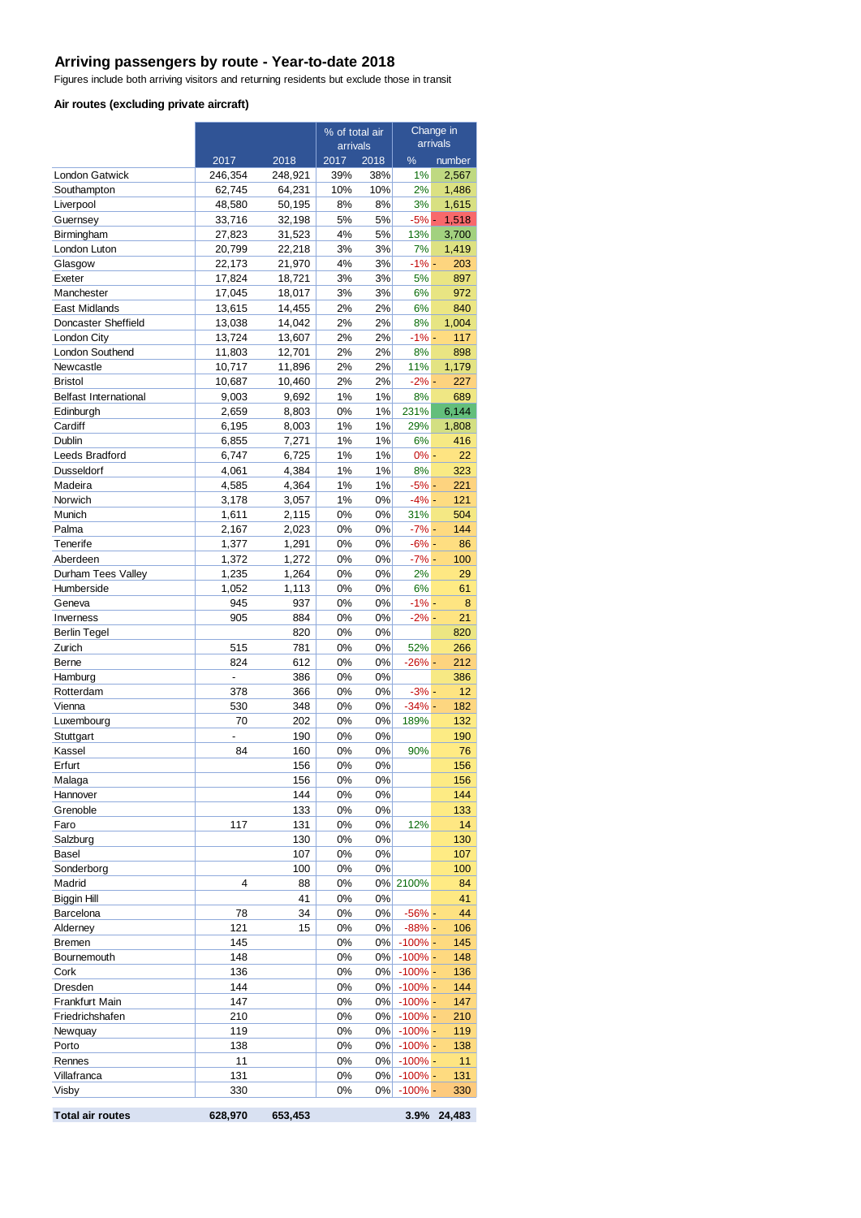# Arriving passengers by route - Year-to-date 2018

Figures include both arriving visitors and returning residents but exclude those in transit

### Air routes (excluding private aircraft)

| | | | % of total air arrivals | | Change in arrivals | |
|---|---|---|---|---|---|---|
| | 2017 | 2018 | 2017 | 2018 | % | number |
| London Gatwick | 246,354 | 248,921 | 39% | 38% | 1% | 2,567 |
| Southampton | 62,745 | 64,231 | 10% | 10% | 2% | 1,486 |
| Liverpool | 48,580 | 50,195 | 8% | 8% | 3% | 1,615 |
| Guernsey | 33,716 | 32,198 | 5% | 5% | -5% | - 1,518 |
| Birmingham | 27,823 | 31,523 | 4% | 5% | 13% | 3,700 |
| London Luton | 20,799 | 22,218 | 3% | 3% | 7% | 1,419 |
| Glasgow | 22,173 | 21,970 | 4% | 3% | -1% | - 203 |
| Exeter | 17,824 | 18,721 | 3% | 3% | 5% | 897 |
| Manchester | 17,045 | 18,017 | 3% | 3% | 6% | 972 |
| East Midlands | 13,615 | 14,455 | 2% | 2% | 6% | 840 |
| Doncaster Sheffield | 13,038 | 14,042 | 2% | 2% | 8% | 1,004 |
| London City | 13,724 | 13,607 | 2% | 2% | -1% | - 117 |
| London Southend | 11,803 | 12,701 | 2% | 2% | 8% | 898 |
| Newcastle | 10,717 | 11,896 | 2% | 2% | 11% | 1,179 |
| Bristol | 10,687 | 10,460 | 2% | 2% | -2% | - 227 |
| Belfast International | 9,003 | 9,692 | 1% | 1% | 8% | 689 |
| Edinburgh | 2,659 | 8,803 | 0% | 1% | 231% | 6,144 |
| Cardiff | 6,195 | 8,003 | 1% | 1% | 29% | 1,808 |
| Dublin | 6,855 | 7,271 | 1% | 1% | 6% | 416 |
| Leeds Bradford | 6,747 | 6,725 | 1% | 1% | 0% | - 22 |
| Dusseldorf | 4,061 | 4,384 | 1% | 1% | 8% | 323 |
| Madeira | 4,585 | 4,364 | 1% | 1% | -5% | - 221 |
| Norwich | 3,178 | 3,057 | 1% | 0% | -4% | - 121 |
| Munich | 1,611 | 2,115 | 0% | 0% | 31% | 504 |
| Palma | 2,167 | 2,023 | 0% | 0% | -7% | - 144 |
| Tenerife | 1,377 | 1,291 | 0% | 0% | -6% | - 86 |
| Aberdeen | 1,372 | 1,272 | 0% | 0% | -7% | - 100 |
| Durham Tees Valley | 1,235 | 1,264 | 0% | 0% | 2% | 29 |
| Humberside | 1,052 | 1,113 | 0% | 0% | 6% | 61 |
| Geneva | 945 | 937 | 0% | 0% | -1% | - 8 |
| Inverness | 905 | 884 | 0% | 0% | -2% | - 21 |
| Berlin Tegel | | 820 | 0% | 0% | | 820 |
| Zurich | 515 | 781 | 0% | 0% | 52% | 266 |
| Berne | 824 | 612 | 0% | 0% | -26% | - 212 |
| Hamburg | - | 386 | 0% | 0% | | 386 |
| Rotterdam | 378 | 366 | 0% | 0% | -3% | - 12 |
| Vienna | 530 | 348 | 0% | 0% | -34% | - 182 |
| Luxembourg | 70 | 202 | 0% | 0% | 189% | 132 |
| Stuttgart | - | 190 | 0% | 0% | | 190 |
| Kassel | 84 | 160 | 0% | 0% | 90% | 76 |
| Erfurt | | 156 | 0% | 0% | | 156 |
| Malaga | | 156 | 0% | 0% | | 156 |
| Hannover | | 144 | 0% | 0% | | 144 |
| Grenoble | | 133 | 0% | 0% | | 133 |
| Faro | 117 | 131 | 0% | 0% | 12% | 14 |
| Salzburg | | 130 | 0% | 0% | | 130 |
| Basel | | 107 | 0% | 0% | | 107 |
| Sonderborg | | 100 | 0% | 0% | | 100 |
| Madrid | 4 | 88 | 0% | 0% | 2100% | 84 |
| Biggin Hill | | 41 | 0% | 0% | | 41 |
| Barcelona | 78 | 34 | 0% | 0% | -56% | - 44 |
| Alderney | 121 | 15 | 0% | 0% | -88% | - 106 |
| Bremen | 145 | | 0% | 0% | -100% | - 145 |
| Bournemouth | 148 | | 0% | 0% | -100% | - 148 |
| Cork | 136 | | 0% | 0% | -100% | - 136 |
| Dresden | 144 | | 0% | 0% | -100% | - 144 |
| Frankfurt Main | 147 | | 0% | 0% | -100% | - 147 |
| Friedrichshafen | 210 | | 0% | 0% | -100% | - 210 |
| Newquay | 119 | | 0% | 0% | -100% | - 119 |
| Porto | 138 | | 0% | 0% | -100% | - 138 |
| Rennes | 11 | | 0% | 0% | -100% | - 11 |
| Villafranca | 131 | | 0% | 0% | -100% | - 131 |
| Visby | 330 | | 0% | 0% | -100% | - 330 |
| **Total air routes** | **628,970** | **653,453** | | | **3.9%** | **24,483** |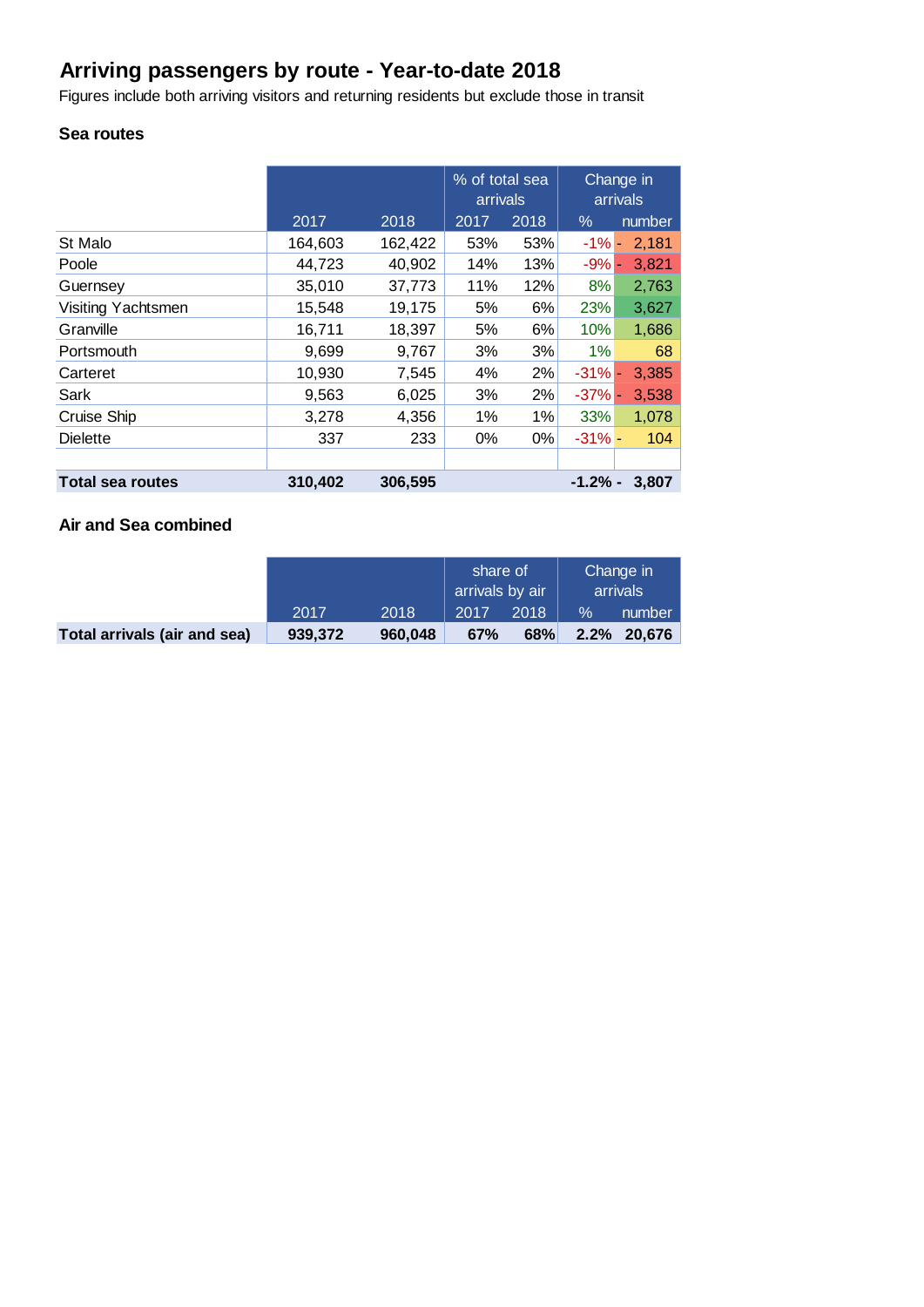# Arriving passengers by route - Year-to-date 2018

Figures include both arriving visitors and returning residents but exclude those in transit

## Sea routes

| | | | % of total sea arrivals | | Change in arrivals | |
|---|---|---|---|---|---|---|
| | 2017 | 2018 | 2017 | 2018 | % | number |
| St Malo | 164,603 | 162,422 | 53% | 53% | -1% | - 2,181 |
| Poole | 44,723 | 40,902 | 14% | 13% | -9% | - 3,821 |
| Guernsey | 35,010 | 37,773 | 11% | 12% | 8% | 2,763 |
| Visiting Yachtsmen | 15,548 | 19,175 | 5% | 6% | 23% | 3,627 |
| Granville | 16,711 | 18,397 | 5% | 6% | 10% | 1,686 |
| Portsmouth | 9,699 | 9,767 | 3% | 3% | 1% | 68 |
| Carteret | 10,930 | 7,545 | 4% | 2% | -31% | - 3,385 |
| Sark | 9,563 | 6,025 | 3% | 2% | -37% | - 3,538 |
| Cruise Ship | 3,278 | 4,356 | 1% | 1% | 33% | 1,078 |
| Dielette | 337 | 233 | 0% | 0% | -31% | - 104 |
| | | | | | | |
| **Total sea routes** | **310,402** | **306,595** | | | **-1.2%** | **- 3,807** |

## Air and Sea combined

| | | | share of arrivals by air | | Change in arrivals | |
|---|---|---|---|---|---|---|
| | 2017 | 2018 | 2017 | 2018 | % | number |
| **Total arrivals (air and sea)** | **939,372** | **960,048** | **67%** | **68%** | **2.2%** | **20,676** |